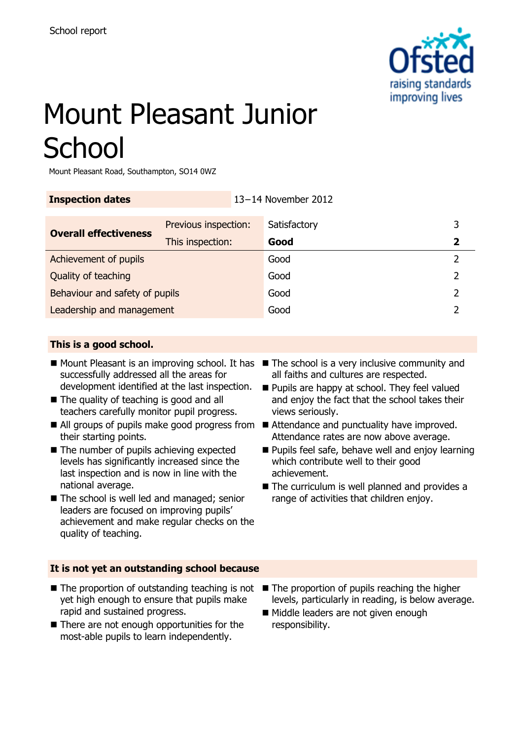School report

# Mount Pleasant Junior School

Mount Pleasant Road, Southampton, SO14 0WZ

| **Inspection dates** | 13–14 November 2012 |
|---|---|

| **Overall effectiveness** | Previous inspection: | Satisfactory | 3 |
|---|---|---|---|
| | This inspection: | **Good** | **2** |
| Achievement of pupils | | Good | 2 |
| Quality of teaching | | Good | 2 |
| Behaviour and safety of pupils | | Good | 2 |
| Leadership and management | | Good | 2 |

## This is a good school.

- Mount Pleasant is an improving school. It has successfully addressed all the areas for development identified at the last inspection.
- The quality of teaching is good and all teachers carefully monitor pupil progress.
- All groups of pupils make good progress from their starting points.
- The number of pupils achieving expected levels has significantly increased since the last inspection and is now in line with the national average.
- The school is well led and managed; senior leaders are focused on improving pupils' achievement and make regular checks on the quality of teaching.
- The school is a very inclusive community and all faiths and cultures are respected.
- Pupils are happy at school. They feel valued and enjoy the fact that the school takes their views seriously.
- Attendance and punctuality have improved. Attendance rates are now above average.
- Pupils feel safe, behave well and enjoy learning which contribute well to their good achievement.
- The curriculum is well planned and provides a range of activities that children enjoy.

## It is not yet an outstanding school because

- The proportion of outstanding teaching is not yet high enough to ensure that pupils make rapid and sustained progress.
- There are not enough opportunities for the most-able pupils to learn independently.
- The proportion of pupils reaching the higher levels, particularly in reading, is below average.
- Middle leaders are not given enough responsibility.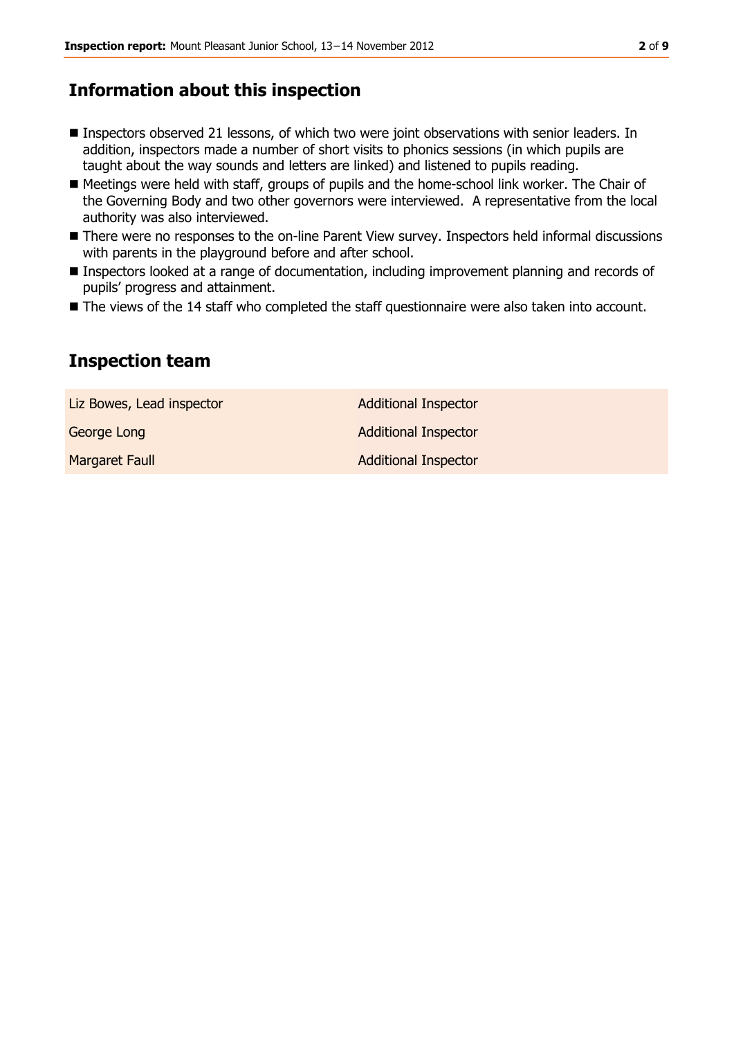## Information about this inspection

- Inspectors observed 21 lessons, of which two were joint observations with senior leaders. In addition, inspectors made a number of short visits to phonics sessions (in which pupils are taught about the way sounds and letters are linked) and listened to pupils reading.
- Meetings were held with staff, groups of pupils and the home-school link worker. The Chair of the Governing Body and two other governors were interviewed. A representative from the local authority was also interviewed.
- There were no responses to the on-line Parent View survey. Inspectors held informal discussions with parents in the playground before and after school.
- Inspectors looked at a range of documentation, including improvement planning and records of pupils' progress and attainment.
- The views of the 14 staff who completed the staff questionnaire were also taken into account.

## Inspection team

| | |
|---|---|
| Liz Bowes, Lead inspector | Additional Inspector |
| George Long | Additional Inspector |
| Margaret Faull | Additional Inspector |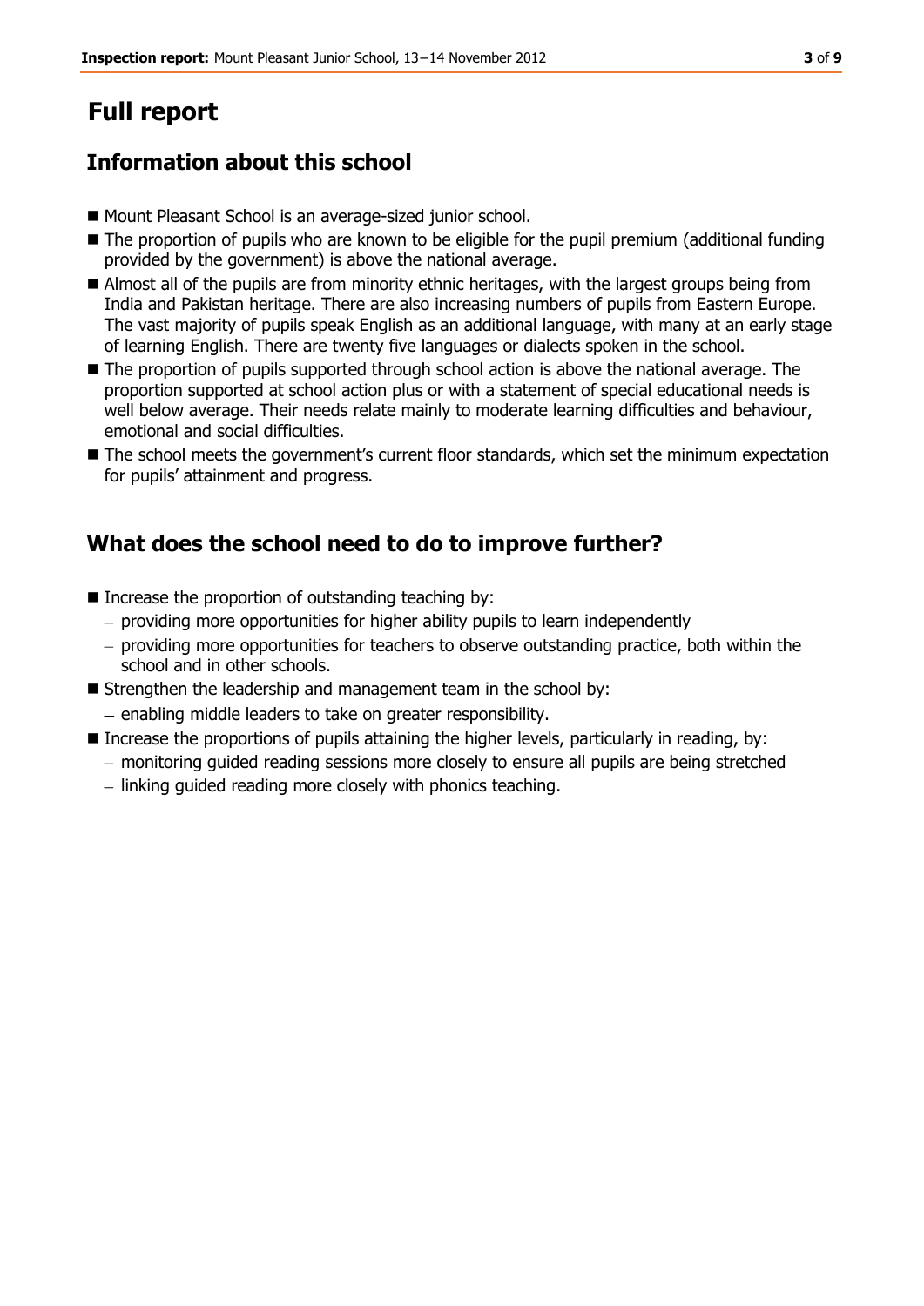# Full report

## Information about this school

- Mount Pleasant School is an average-sized junior school.
- The proportion of pupils who are known to be eligible for the pupil premium (additional funding provided by the government) is above the national average.
- Almost all of the pupils are from minority ethnic heritages, with the largest groups being from India and Pakistan heritage. There are also increasing numbers of pupils from Eastern Europe. The vast majority of pupils speak English as an additional language, with many at an early stage of learning English. There are twenty five languages or dialects spoken in the school.
- The proportion of pupils supported through school action is above the national average. The proportion supported at school action plus or with a statement of special educational needs is well below average. Their needs relate mainly to moderate learning difficulties and behaviour, emotional and social difficulties.
- The school meets the government's current floor standards, which set the minimum expectation for pupils' attainment and progress.

## What does the school need to do to improve further?

- Increase the proportion of outstanding teaching by:
  - providing more opportunities for higher ability pupils to learn independently
  - providing more opportunities for teachers to observe outstanding practice, both within the school and in other schools.
- Strengthen the leadership and management team in the school by:
  - enabling middle leaders to take on greater responsibility.
- Increase the proportions of pupils attaining the higher levels, particularly in reading, by:
  - monitoring guided reading sessions more closely to ensure all pupils are being stretched
  - linking guided reading more closely with phonics teaching.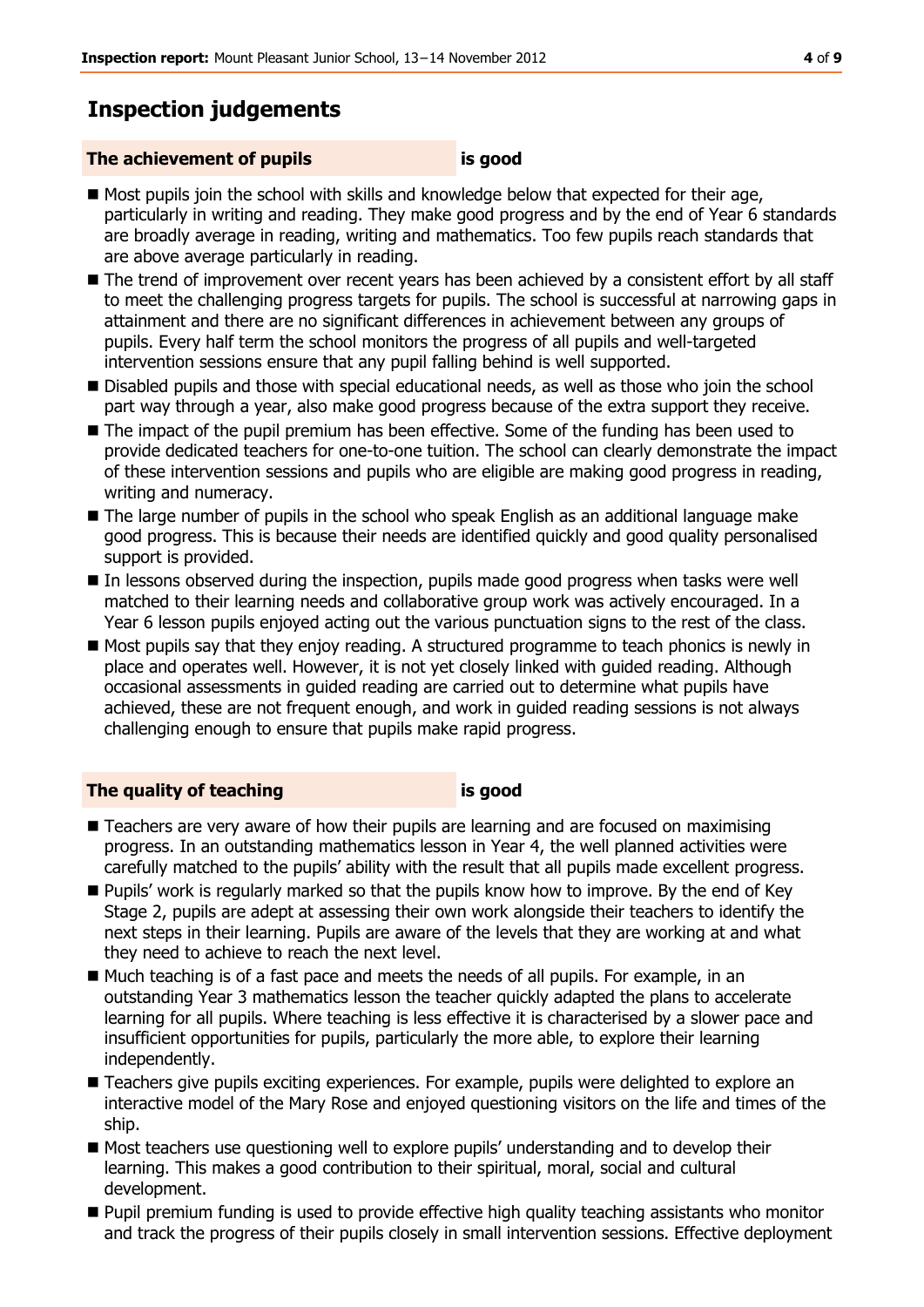## Inspection judgements

**The achievement of pupils** **is good**

- Most pupils join the school with skills and knowledge below that expected for their age, particularly in writing and reading. They make good progress and by the end of Year 6 standards are broadly average in reading, writing and mathematics. Too few pupils reach standards that are above average particularly in reading.
- The trend of improvement over recent years has been achieved by a consistent effort by all staff to meet the challenging progress targets for pupils. The school is successful at narrowing gaps in attainment and there are no significant differences in achievement between any groups of pupils. Every half term the school monitors the progress of all pupils and well-targeted intervention sessions ensure that any pupil falling behind is well supported.
- Disabled pupils and those with special educational needs, as well as those who join the school part way through a year, also make good progress because of the extra support they receive.
- The impact of the pupil premium has been effective. Some of the funding has been used to provide dedicated teachers for one-to-one tuition. The school can clearly demonstrate the impact of these intervention sessions and pupils who are eligible are making good progress in reading, writing and numeracy.
- The large number of pupils in the school who speak English as an additional language make good progress. This is because their needs are identified quickly and good quality personalised support is provided.
- In lessons observed during the inspection, pupils made good progress when tasks were well matched to their learning needs and collaborative group work was actively encouraged. In a Year 6 lesson pupils enjoyed acting out the various punctuation signs to the rest of the class.
- Most pupils say that they enjoy reading. A structured programme to teach phonics is newly in place and operates well. However, it is not yet closely linked with guided reading. Although occasional assessments in guided reading are carried out to determine what pupils have achieved, these are not frequent enough, and work in guided reading sessions is not always challenging enough to ensure that pupils make rapid progress.

**The quality of teaching** **is good**

- Teachers are very aware of how their pupils are learning and are focused on maximising progress. In an outstanding mathematics lesson in Year 4, the well planned activities were carefully matched to the pupils' ability with the result that all pupils made excellent progress.
- Pupils' work is regularly marked so that the pupils know how to improve. By the end of Key Stage 2, pupils are adept at assessing their own work alongside their teachers to identify the next steps in their learning. Pupils are aware of the levels that they are working at and what they need to achieve to reach the next level.
- Much teaching is of a fast pace and meets the needs of all pupils. For example, in an outstanding Year 3 mathematics lesson the teacher quickly adapted the plans to accelerate learning for all pupils. Where teaching is less effective it is characterised by a slower pace and insufficient opportunities for pupils, particularly the more able, to explore their learning independently.
- Teachers give pupils exciting experiences. For example, pupils were delighted to explore an interactive model of the Mary Rose and enjoyed questioning visitors on the life and times of the ship.
- Most teachers use questioning well to explore pupils' understanding and to develop their learning. This makes a good contribution to their spiritual, moral, social and cultural development.
- Pupil premium funding is used to provide effective high quality teaching assistants who monitor and track the progress of their pupils closely in small intervention sessions. Effective deployment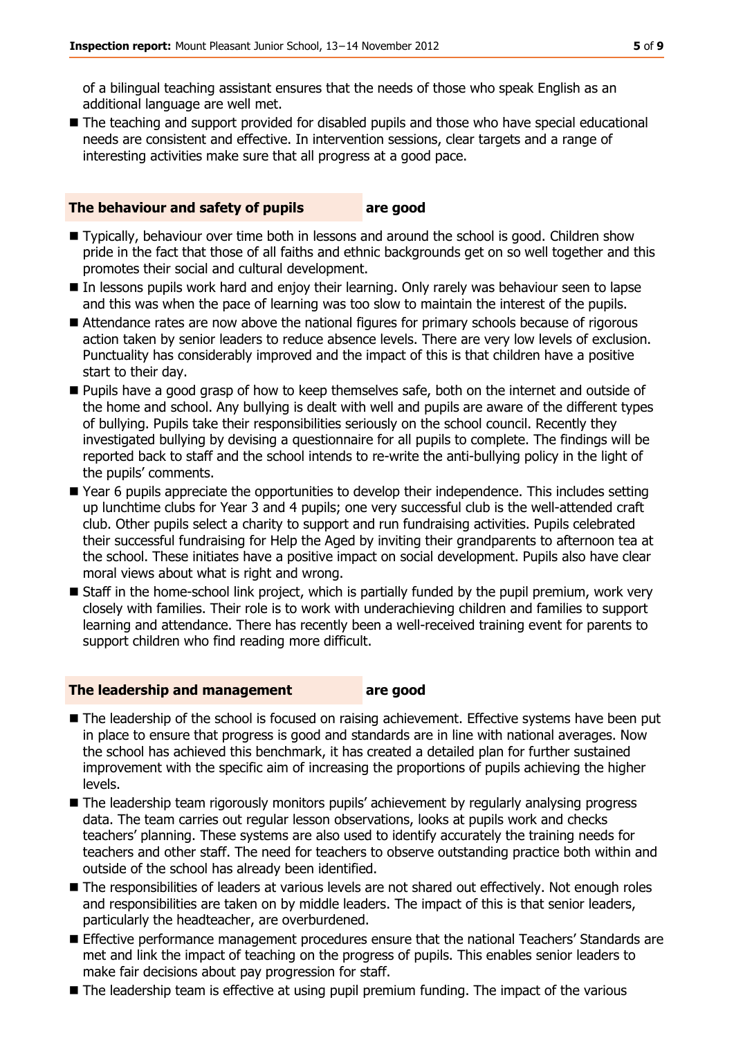of a bilingual teaching assistant ensures that the needs of those who speak English as an additional language are well met.

- The teaching and support provided for disabled pupils and those who have special educational needs are consistent and effective. In intervention sessions, clear targets and a range of interesting activities make sure that all progress at a good pace.

## The behaviour and safety of pupils **are good**

- Typically, behaviour over time both in lessons and around the school is good. Children show pride in the fact that those of all faiths and ethnic backgrounds get on so well together and this promotes their social and cultural development.
- In lessons pupils work hard and enjoy their learning. Only rarely was behaviour seen to lapse and this was when the pace of learning was too slow to maintain the interest of the pupils.
- Attendance rates are now above the national figures for primary schools because of rigorous action taken by senior leaders to reduce absence levels. There are very low levels of exclusion. Punctuality has considerably improved and the impact of this is that children have a positive start to their day.
- Pupils have a good grasp of how to keep themselves safe, both on the internet and outside of the home and school. Any bullying is dealt with well and pupils are aware of the different types of bullying. Pupils take their responsibilities seriously on the school council. Recently they investigated bullying by devising a questionnaire for all pupils to complete. The findings will be reported back to staff and the school intends to re-write the anti-bullying policy in the light of the pupils' comments.
- Year 6 pupils appreciate the opportunities to develop their independence. This includes setting up lunchtime clubs for Year 3 and 4 pupils; one very successful club is the well-attended craft club. Other pupils select a charity to support and run fundraising activities. Pupils celebrated their successful fundraising for Help the Aged by inviting their grandparents to afternoon tea at the school. These initiates have a positive impact on social development. Pupils also have clear moral views about what is right and wrong.
- Staff in the home-school link project, which is partially funded by the pupil premium, work very closely with families. Their role is to work with underachieving children and families to support learning and attendance. There has recently been a well-received training event for parents to support children who find reading more difficult.

## The leadership and management **are good**

- The leadership of the school is focused on raising achievement. Effective systems have been put in place to ensure that progress is good and standards are in line with national averages. Now the school has achieved this benchmark, it has created a detailed plan for further sustained improvement with the specific aim of increasing the proportions of pupils achieving the higher levels.
- The leadership team rigorously monitors pupils' achievement by regularly analysing progress data. The team carries out regular lesson observations, looks at pupils work and checks teachers' planning. These systems are also used to identify accurately the training needs for teachers and other staff. The need for teachers to observe outstanding practice both within and outside of the school has already been identified.
- The responsibilities of leaders at various levels are not shared out effectively. Not enough roles and responsibilities are taken on by middle leaders. The impact of this is that senior leaders, particularly the headteacher, are overburdened.
- Effective performance management procedures ensure that the national Teachers' Standards are met and link the impact of teaching on the progress of pupils. This enables senior leaders to make fair decisions about pay progression for staff.
- The leadership team is effective at using pupil premium funding. The impact of the various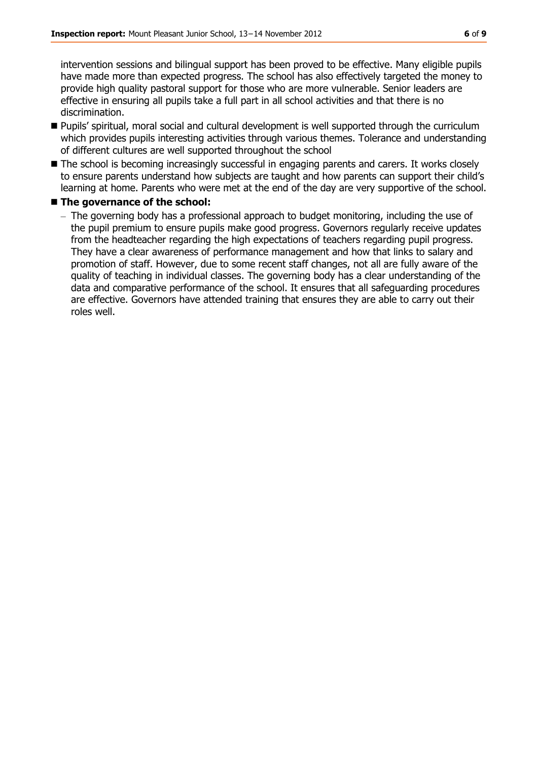intervention sessions and bilingual support has been proved to be effective. Many eligible pupils have made more than expected progress. The school has also effectively targeted the money to provide high quality pastoral support for those who are more vulnerable. Senior leaders are effective in ensuring all pupils take a full part in all school activities and that there is no discrimination.

- Pupils' spiritual, moral social and cultural development is well supported through the curriculum which provides pupils interesting activities through various themes. Tolerance and understanding of different cultures are well supported throughout the school
- The school is becoming increasingly successful in engaging parents and carers. It works closely to ensure parents understand how subjects are taught and how parents can support their child's learning at home. Parents who were met at the end of the day are very supportive of the school.
- **The governance of the school:**
  - The governing body has a professional approach to budget monitoring, including the use of the pupil premium to ensure pupils make good progress. Governors regularly receive updates from the headteacher regarding the high expectations of teachers regarding pupil progress. They have a clear awareness of performance management and how that links to salary and promotion of staff. However, due to some recent staff changes, not all are fully aware of the quality of teaching in individual classes. The governing body has a clear understanding of the data and comparative performance of the school. It ensures that all safeguarding procedures are effective. Governors have attended training that ensures they are able to carry out their roles well.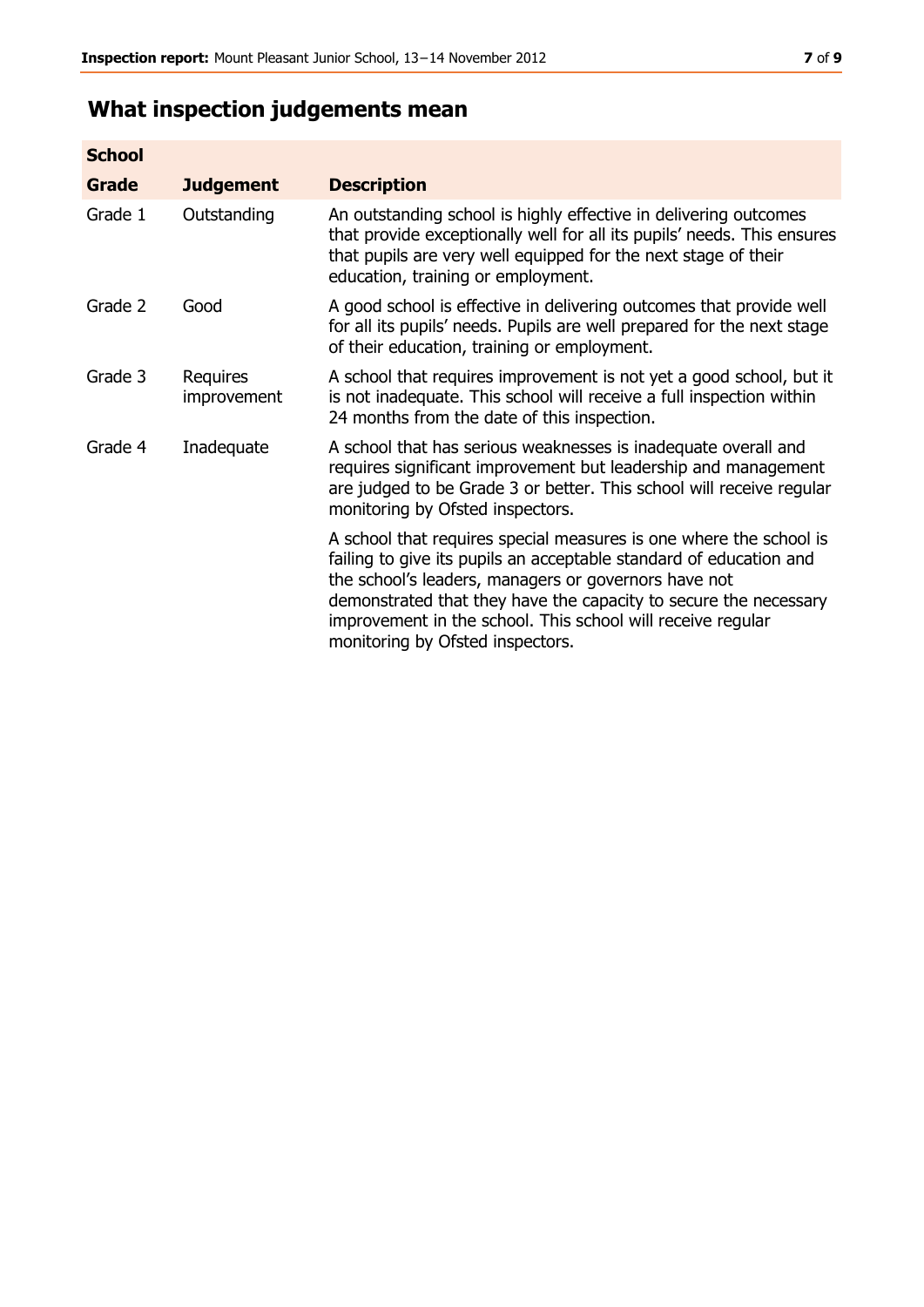## What inspection judgements mean

| School Grade | Judgement | Description |
|---|---|---|
| Grade 1 | Outstanding | An outstanding school is highly effective in delivering outcomes that provide exceptionally well for all its pupils' needs. This ensures that pupils are very well equipped for the next stage of their education, training or employment. |
| Grade 2 | Good | A good school is effective in delivering outcomes that provide well for all its pupils' needs. Pupils are well prepared for the next stage of their education, training or employment. |
| Grade 3 | Requires improvement | A school that requires improvement is not yet a good school, but it is not inadequate. This school will receive a full inspection within 24 months from the date of this inspection. |
| Grade 4 | Inadequate | A school that has serious weaknesses is inadequate overall and requires significant improvement but leadership and management are judged to be Grade 3 or better. This school will receive regular monitoring by Ofsted inspectors. |
| | | A school that requires special measures is one where the school is failing to give its pupils an acceptable standard of education and the school's leaders, managers or governors have not demonstrated that they have the capacity to secure the necessary improvement in the school. This school will receive regular monitoring by Ofsted inspectors. |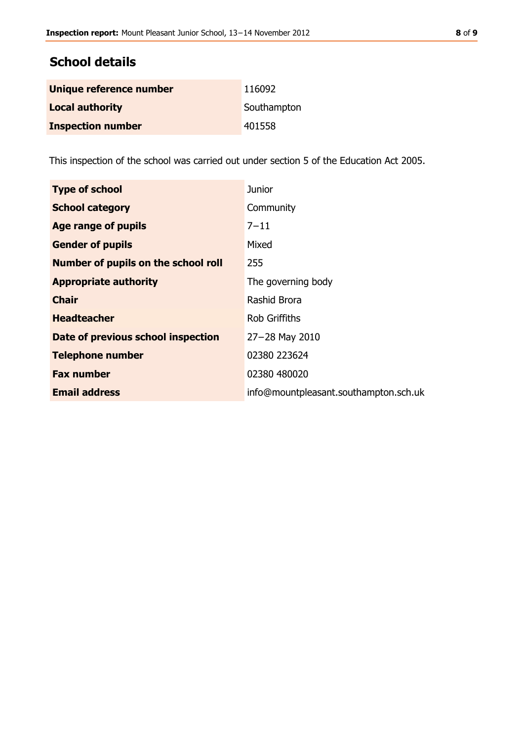## School details

| | |
|---|---|
| **Unique reference number** | 116092 |
| **Local authority** | Southampton |
| **Inspection number** | 401558 |

This inspection of the school was carried out under section 5 of the Education Act 2005.

| | |
|---|---|
| **Type of school** | Junior |
| **School category** | Community |
| **Age range of pupils** | 7–11 |
| **Gender of pupils** | Mixed |
| **Number of pupils on the school roll** | 255 |
| **Appropriate authority** | The governing body |
| **Chair** | Rashid Brora |
| **Headteacher** | Rob Griffiths |
| **Date of previous school inspection** | 27–28 May 2010 |
| **Telephone number** | 02380 223624 |
| **Fax number** | 02380 480020 |
| **Email address** | info@mountpleasant.southampton.sch.uk |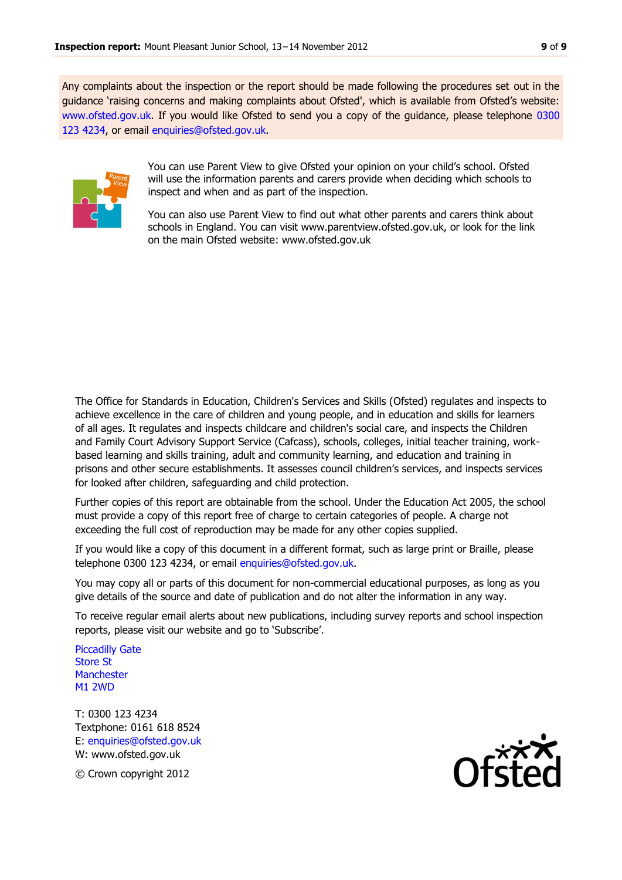Any complaints about the inspection or the report should be made following the procedures set out in the guidance 'raising concerns and making complaints about Ofsted', which is available from Ofsted's website: www.ofsted.gov.uk. If you would like Ofsted to send you a copy of the guidance, please telephone 0300 123 4234, or email enquiries@ofsted.gov.uk.

You can use Parent View to give Ofsted your opinion on your child's school. Ofsted will use the information parents and carers provide when deciding which schools to inspect and when and as part of the inspection.

You can also use Parent View to find out what other parents and carers think about schools in England. You can visit www.parentview.ofsted.gov.uk, or look for the link on the main Ofsted website: www.ofsted.gov.uk

The Office for Standards in Education, Children's Services and Skills (Ofsted) regulates and inspects to achieve excellence in the care of children and young people, and in education and skills for learners of all ages. It regulates and inspects childcare and children's social care, and inspects the Children and Family Court Advisory Support Service (Cafcass), schools, colleges, initial teacher training, work-based learning and skills training, adult and community learning, and education and training in prisons and other secure establishments. It assesses council children's services, and inspects services for looked after children, safeguarding and child protection.

Further copies of this report are obtainable from the school. Under the Education Act 2005, the school must provide a copy of this report free of charge to certain categories of people. A charge not exceeding the full cost of reproduction may be made for any other copies supplied.

If you would like a copy of this document in a different format, such as large print or Braille, please telephone 0300 123 4234, or email enquiries@ofsted.gov.uk.

You may copy all or parts of this document for non-commercial educational purposes, as long as you give details of the source and date of publication and do not alter the information in any way.

To receive regular email alerts about new publications, including survey reports and school inspection reports, please visit our website and go to 'Subscribe'.

Piccadilly Gate
Store St
Manchester
M1 2WD

T: 0300 123 4234
Textphone: 0161 618 8524
E: enquiries@ofsted.gov.uk
W: www.ofsted.gov.uk

© Crown copyright 2012